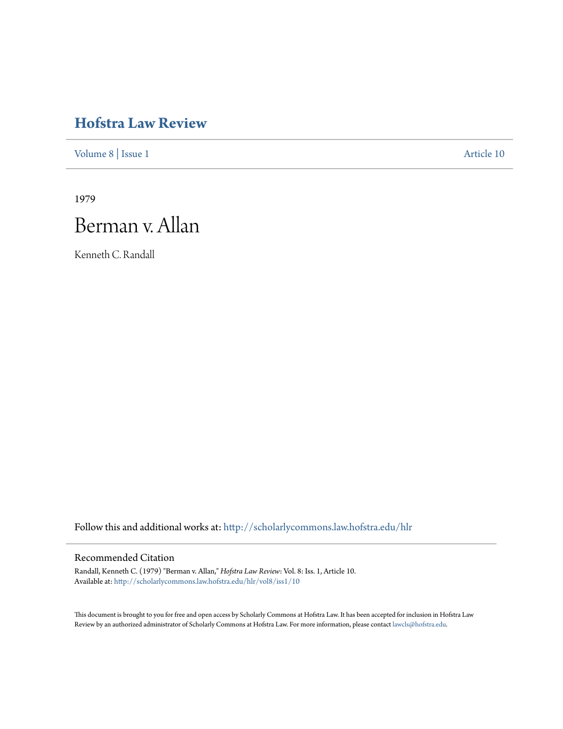# Hofstra Law Review

Volume 8 | Issue 1 Article 10

1979

# Berman v. Allan

Kenneth C. Randall

Follow this and additional works at: http://scholarlycommons.law.hofstra.edu/hlr

## Recommended Citation

Randall, Kenneth C. (1979) "Berman v. Allan," *Hofstra Law Review*: Vol. 8: Iss. 1, Article 10.
Available at: http://scholarlycommons.law.hofstra.edu/hlr/vol8/iss1/10

This document is brought to you for free and open access by Scholarly Commons at Hofstra Law. It has been accepted for inclusion in Hofstra Law Review by an authorized administrator of Scholarly Commons at Hofstra Law. For more information, please contact lawcls@hofstra.edu.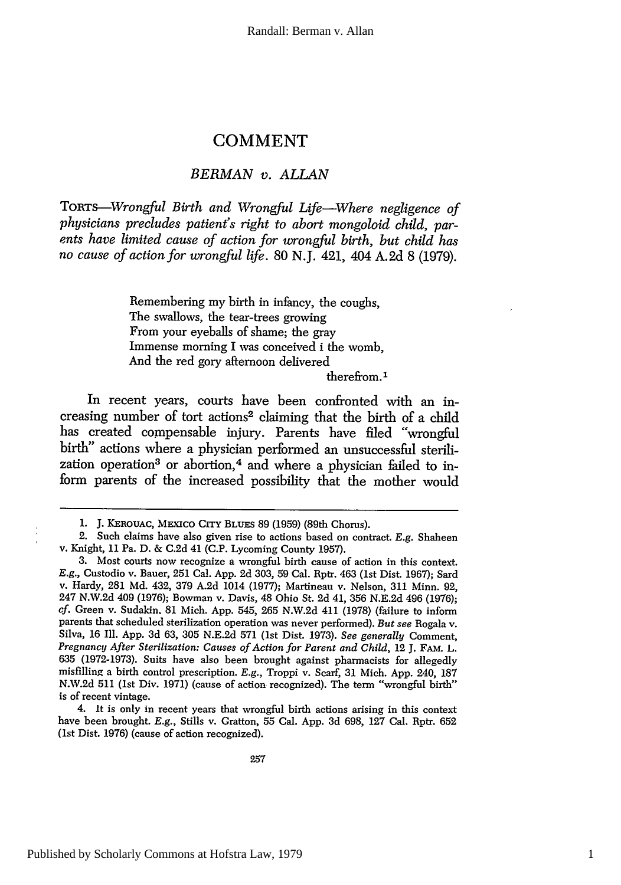# COMMENT

## *BERMAN v. ALLAN*

TORTS—*Wrongful Birth and Wrongful Life—Where negligence of physicians precludes patient's right to abort mongoloid child, parents have limited cause of action for wrongful birth, but child has no cause of action for wrongful life.* 80 N.J. 421, 404 A.2d 8 (1979).

> Remembering my birth in infancy, the coughs,
> The swallows, the tear-trees growing
> From your eyeballs of shame; the gray
> Immense morning I was conceived i the womb,
> And the red gory afternoon delivered
> therefrom.[1]

In recent years, courts have been confronted with an increasing number of tort actions[2] claiming that the birth of a child has created compensable injury. Parents have filed "wrongful birth" actions where a physician performed an unsuccessful sterilization operation[3] or abortion,[4] and where a physician failed to inform parents of the increased possibility that the mother would

---

1. J. KEROUAC, MEXICO CITY BLUES 89 (1959) (89th Chorus).

2. Such claims have also given rise to actions based on contract. *E.g.*, Shaheen v. Knight, 11 Pa. D. & C.2d 41 (C.P. Lycoming County 1957).

3. Most courts now recognize a wrongful birth cause of action in this context. *E.g.*, Custodio v. Bauer, 251 Cal. App. 2d 303, 59 Cal. Rptr. 463 (1st Dist. 1967); Sard v. Hardy, 281 Md. 432, 379 A.2d 1014 (1977); Martineau v. Nelson, 311 Minn. 92, 247 N.W.2d 409 (1976); Bowman v. Davis, 48 Ohio St. 2d 41, 356 N.E.2d 496 (1976); *cf.* Green v. Sudakin, 81 Mich. App. 545, 265 N.W.2d 411 (1978) (failure to inform parents that scheduled sterilization operation was never performed). *But see* Rogala v. Silva, 16 Ill. App. 3d 63, 305 N.E.2d 571 (1st Dist. 1973). *See generally* Comment, *Pregnancy After Sterilization: Causes of Action for Parent and Child*, 12 J. FAM. L. 635 (1972-1973). Suits have also been brought against pharmacists for allegedly misfilling a birth control prescription. *E.g.*, Troppi v. Scarf, 31 Mich. App. 240, 187 N.W.2d 511 (1st Div. 1971) (cause of action recognized). The term "wrongful birth" is of recent vintage.

4. It is only in recent years that wrongful birth actions arising in this context have been brought. *E.g.*, Stills v. Gratton, 55 Cal. App. 3d 698, 127 Cal. Rptr. 652 (1st Dist. 1976) (cause of action recognized).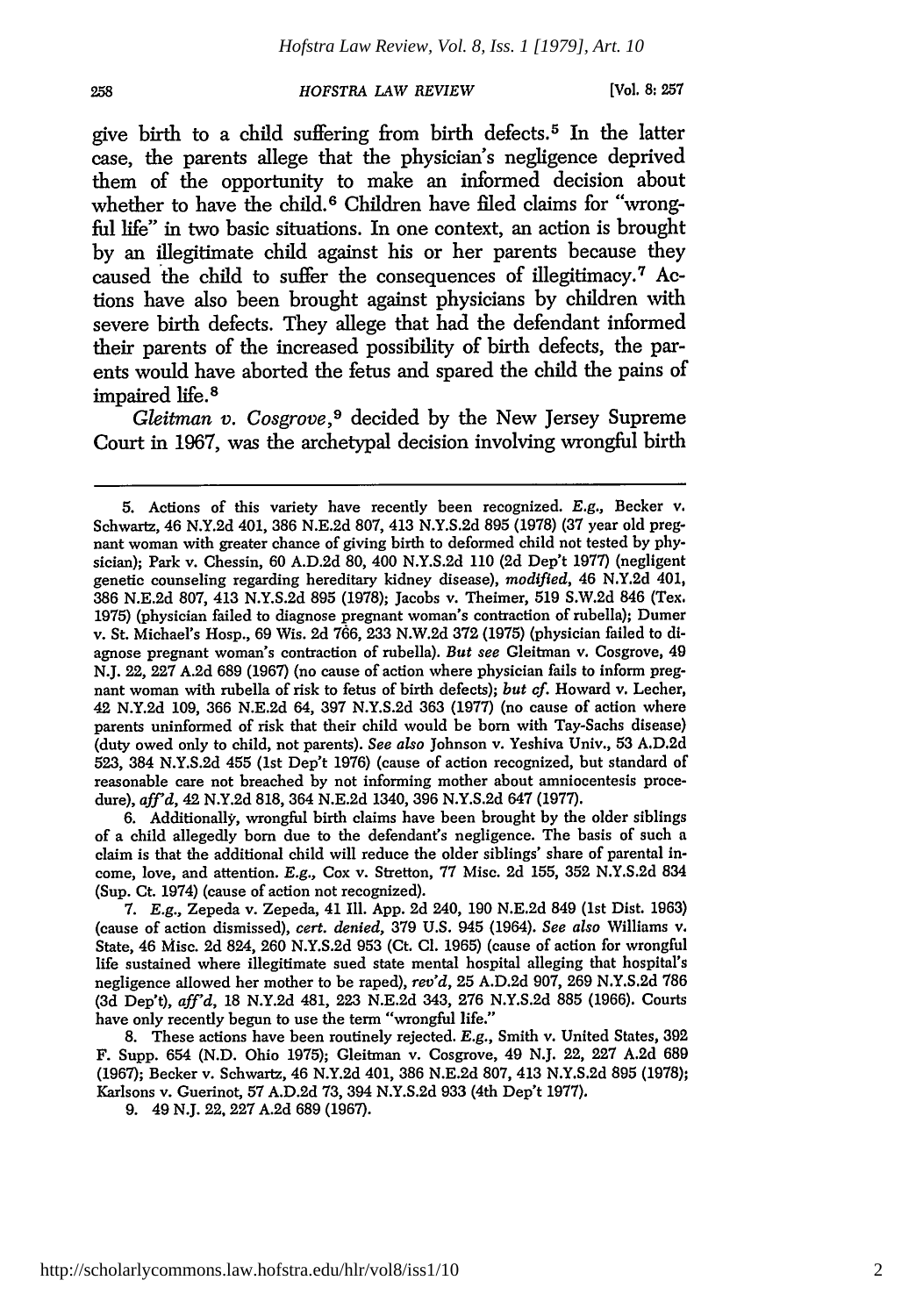give birth to a child suffering from birth defects.[5] In the latter case, the parents allege that the physician's negligence deprived them of the opportunity to make an informed decision about whether to have the child.[6] Children have filed claims for "wrongful life" in two basic situations. In one context, an action is brought by an illegitimate child against his or her parents because they caused the child to suffer the consequences of illegitimacy.[7] Actions have also been brought against physicians by children with severe birth defects. They allege that had the defendant informed their parents of the increased possibility of birth defects, the parents would have aborted the fetus and spared the child the pains of impaired life.[8]

*Gleitman v. Cosgrove*,[9] decided by the New Jersey Supreme Court in 1967, was the archetypal decision involving wrongful birth

---

5. Actions of this variety have recently been recognized. *E.g.*, Becker v. Schwartz, 46 N.Y.2d 401, 386 N.E.2d 807, 413 N.Y.S.2d 895 (1978) (37 year old pregnant woman with greater chance of giving birth to deformed child not tested by physician); Park v. Chessin, 60 A.D.2d 80, 400 N.Y.S.2d 110 (2d Dep't 1977) (negligent genetic counseling regarding hereditary kidney disease), *modified*, 46 N.Y.2d 401, 386 N.E.2d 807, 413 N.Y.S.2d 895 (1978); Jacobs v. Theimer, 519 S.W.2d 846 (Tex. 1975) (physician failed to diagnose pregnant woman's contraction of rubella); Dumer v. St. Michael's Hosp., 69 Wis. 2d 766, 233 N.W.2d 372 (1975) (physician failed to diagnose pregnant woman's contraction of rubella). *But see* Gleitman v. Cosgrove, 49 N.J. 22, 227 A.2d 689 (1967) (no cause of action where physician fails to inform pregnant woman with rubella of risk to fetus of birth defects); *but cf.* Howard v. Lecher, 42 N.Y.2d 109, 366 N.E.2d 64, 397 N.Y.S.2d 363 (1977) (no cause of action where parents uninformed of risk that their child would be born with Tay-Sachs disease) (duty owed only to child, not parents). *See also* Johnson v. Yeshiva Univ., 53 A.D.2d 523, 384 N.Y.S.2d 455 (1st Dep't 1976) (cause of action recognized, but standard of reasonable care not breached by not informing mother about amniocentesis procedure), *aff'd*, 42 N.Y.2d 818, 364 N.E.2d 1340, 396 N.Y.S.2d 647 (1977).

6. Additionally, wrongful birth claims have been brought by the older siblings of a child allegedly born due to the defendant's negligence. The basis of such a claim is that the additional child will reduce the older siblings' share of parental income, love, and attention. *E.g.*, Cox v. Stretton, 77 Misc. 2d 155, 352 N.Y.S.2d 834 (Sup. Ct. 1974) (cause of action not recognized).

7. *E.g.*, Zepeda v. Zepeda, 41 Ill. App. 2d 240, 190 N.E.2d 849 (1st Dist. 1963) (cause of action dismissed), *cert. denied*, 379 U.S. 945 (1964). *See also* Williams v. State, 46 Misc. 2d 824, 260 N.Y.S.2d 953 (Ct. Cl. 1965) (cause of action for wrongful life sustained where illegitimate sued state mental hospital alleging that hospital's negligence allowed her mother to be raped), *rev'd*, 25 A.D.2d 907, 269 N.Y.S.2d 786 (3d Dep't), *aff'd*, 18 N.Y.2d 481, 223 N.E.2d 343, 276 N.Y.S.2d 885 (1966). Courts have only recently begun to use the term "wrongful life."

8. These actions have been routinely rejected. *E.g.*, Smith v. United States, 392 F. Supp. 654 (N.D. Ohio 1975); Gleitman v. Cosgrove, 49 N.J. 22, 227 A.2d 689 (1967); Becker v. Schwartz, 46 N.Y.2d 401, 386 N.E.2d 807, 413 N.Y.S.2d 895 (1978); Karlsons v. Guerinot, 57 A.D.2d 73, 394 N.Y.S.2d 933 (4th Dep't 1977).

9. 49 N.J. 22, 227 A.2d 689 (1967).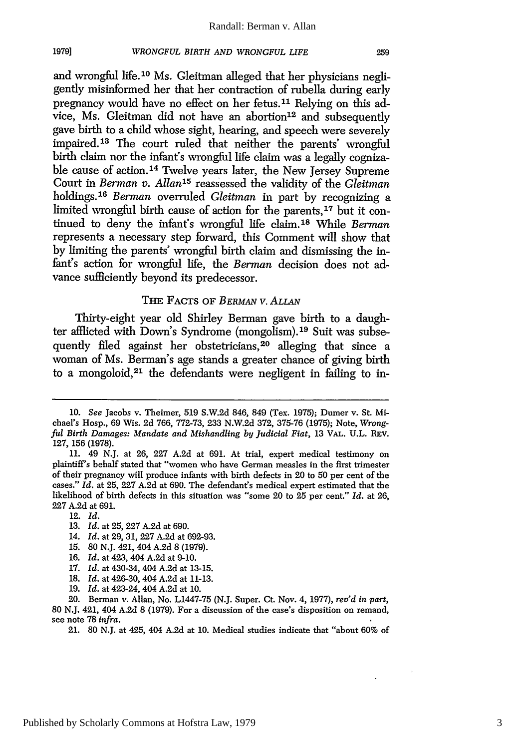and wrongful life.[10] Ms. Gleitman alleged that her physicians negligently misinformed her that her contraction of rubella during early pregnancy would have no effect on her fetus.[11] Relying on this advice, Ms. Gleitman did not have an abortion[12] and subsequently gave birth to a child whose sight, hearing, and speech were severely impaired.[13] The court ruled that neither the parents' wrongful birth claim nor the infant's wrongful life claim was a legally cognizable cause of action.[14] Twelve years later, the New Jersey Supreme Court in *Berman v. Allan*[15] reassessed the validity of the *Gleitman* holdings.[16] *Berman* overruled *Gleitman* in part by recognizing a limited wrongful birth cause of action for the parents,[17] but it continued to deny the infant's wrongful life claim.[18] While *Berman* represents a necessary step forward, this Comment will show that by limiting the parents' wrongful birth claim and dismissing the infant's action for wrongful life, the *Berman* decision does not advance sufficiently beyond its predecessor.

## THE FACTS OF *BERMAN V. ALLAN*

Thirty-eight year old Shirley Berman gave birth to a daughter afflicted with Down's Syndrome (mongolism).[19] Suit was subsequently filed against her obstetricians,[20] alleging that since a woman of Ms. Berman's age stands a greater chance of giving birth to a mongoloid,[21] the defendants were negligent in failing to in-

---

10. *See* Jacobs v. Theimer, 519 S.W.2d 846, 849 (Tex. 1975); Dumer v. St. Michael's Hosp., 69 Wis. 2d 766, 772-73, 233 N.W.2d 372, 375-76 (1975); Note, *Wrongful Birth Damages: Mandate and Mishandling by Judicial Fiat*, 13 VAL. U.L. REV. 127, 156 (1978).

11. 49 N.J. at 26, 227 A.2d at 691. At trial, expert medical testimony on plaintiff's behalf stated that "women who have German measles in the first trimester of their pregnancy will produce infants with birth defects in 20 to 50 per cent of the cases." *Id.* at 25, 227 A.2d at 690. The defendant's medical expert estimated that the likelihood of birth defects in this situation was "some 20 to 25 per cent." *Id.* at 26, 227 A.2d at 691.

12. *Id.*

13. *Id.* at 25, 227 A.2d at 690.

14. *Id.* at 29, 31, 227 A.2d at 692-93.

15. 80 N.J. 421, 404 A.2d 8 (1979).

16. *Id.* at 423, 404 A.2d at 9-10.

17. *Id.* at 430-34, 404 A.2d at 13-15.

18. *Id.* at 426-30, 404 A.2d at 11-13.

19. *Id.* at 423-24, 404 A.2d at 10.

20. Berman v. Allan, No. L1447-75 (N.J. Super. Ct. Nov. 4, 1977), *rev'd in part*, 80 N.J. 421, 404 A.2d 8 (1979). For a discussion of the case's disposition on remand, see note 78 *infra*.

21. 80 N.J. at 425, 404 A.2d at 10. Medical studies indicate that "about 60% of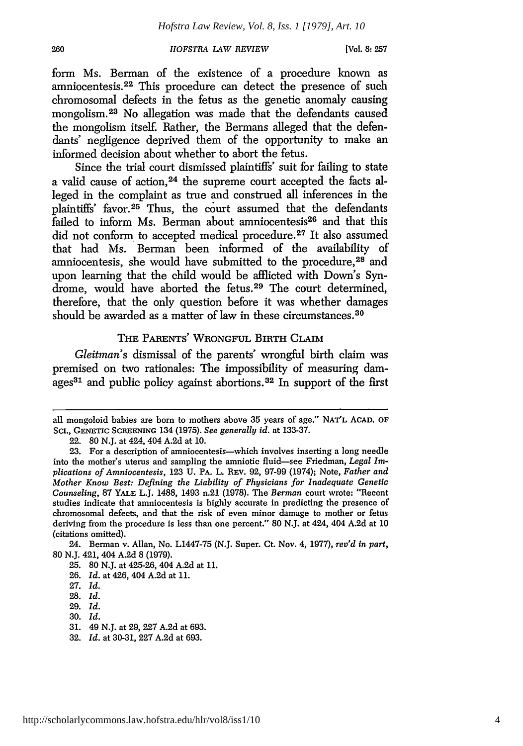form Ms. Berman of the existence of a procedure known as amniocentesis.[22] This procedure can detect the presence of such chromosomal defects in the fetus as the genetic anomaly causing mongolism.[23] No allegation was made that the defendants caused the mongolism itself. Rather, the Bermans alleged that the defendants' negligence deprived them of the opportunity to make an informed decision about whether to abort the fetus.

Since the trial court dismissed plaintiffs' suit for failing to state a valid cause of action,[24] the supreme court accepted the facts alleged in the complaint as true and construed all inferences in the plaintiffs' favor.[25] Thus, the court assumed that the defendants failed to inform Ms. Berman about amniocentesis[26] and that this did not conform to accepted medical procedure.[27] It also assumed that had Ms. Berman been informed of the availability of amniocentesis, she would have submitted to the procedure,[28] and upon learning that the child would be afflicted with Down's Syndrome, would have aborted the fetus.[29] The court determined, therefore, that the only question before it was whether damages should be awarded as a matter of law in these circumstances.[30]

## THE PARENTS' WRONGFUL BIRTH CLAIM

*Gleitman*'s dismissal of the parents' wrongful birth claim was premised on two rationales: The impossibility of measuring damages[31] and public policy against abortions.[32] In support of the first

---

all mongoloid babies are born to mothers above 35 years of age." NAT'L ACAD. OF SCI., GENETIC SCREENING 134 (1975). *See generally id.* at 133-37.

22. 80 N.J. at 424, 404 A.2d at 10.

23. For a description of amniocentesis—which involves inserting a long needle into the mother's uterus and sampling the amniotic fluid—see Friedman, *Legal Implications of Amniocentesis*, 123 U. PA. L. REV. 92, 97-99 (1974); Note, *Father and Mother Know Best: Defining the Liability of Physicians for Inadequate Genetic Counseling*, 87 YALE L.J. 1488, 1493 n.21 (1978). The *Berman* court wrote: "Recent studies indicate that amniocentesis is highly accurate in predicting the presence of chromosomal defects, and that the risk of even minor damage to mother or fetus deriving from the procedure is less than one percent." 80 N.J. at 424, 404 A.2d at 10 (citations omitted).

24. Berman v. Allan, No. L1447-75 (N.J. Super. Ct. Nov. 4, 1977), *rev'd in part*, 80 N.J. 421, 404 A.2d 8 (1979).

25. 80 N.J. at 425-26, 404 A.2d at 11.

26. *Id.* at 426, 404 A.2d at 11.

27. *Id.*

28. *Id.*

29. *Id.*

30. *Id.*

31. 49 N.J. at 29, 227 A.2d at 693.

32. *Id.* at 30-31, 227 A.2d at 693.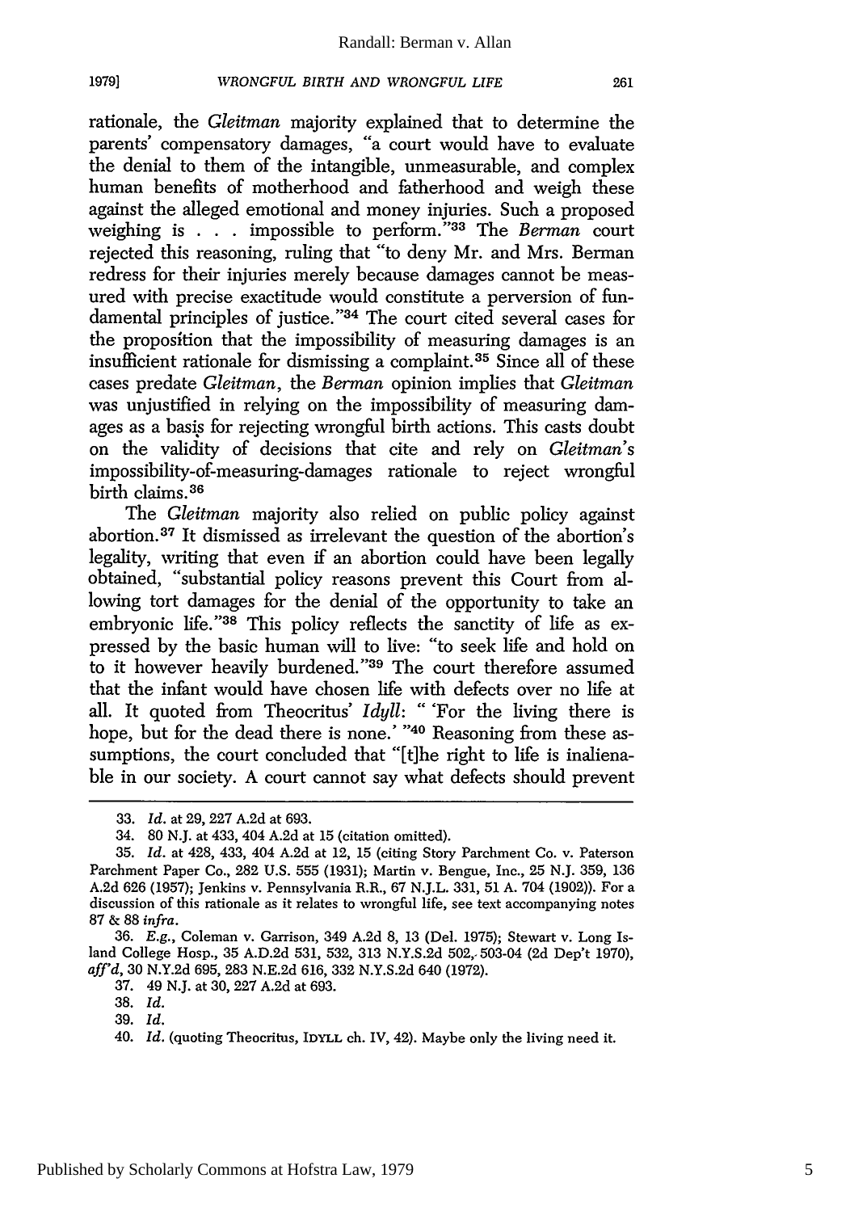rationale, the *Gleitman* majority explained that to determine the parents' compensatory damages, "a court would have to evaluate the denial to them of the intangible, unmeasurable, and complex human benefits of motherhood and fatherhood and weigh these against the alleged emotional and money injuries. Such a proposed weighing is . . . impossible to perform."[33] The *Berman* court rejected this reasoning, ruling that "to deny Mr. and Mrs. Berman redress for their injuries merely because damages cannot be measured with precise exactitude would constitute a perversion of fundamental principles of justice."[34] The court cited several cases for the proposition that the impossibility of measuring damages is an insufficient rationale for dismissing a complaint.[35] Since all of these cases predate *Gleitman*, the *Berman* opinion implies that *Gleitman* was unjustified in relying on the impossibility of measuring damages as a basis for rejecting wrongful birth actions. This casts doubt on the validity of decisions that cite and rely on *Gleitman's* impossibility-of-measuring-damages rationale to reject wrongful birth claims.[36]

The *Gleitman* majority also relied on public policy against abortion.[37] It dismissed as irrelevant the question of the abortion's legality, writing that even if an abortion could have been legally obtained, "substantial policy reasons prevent this Court from allowing tort damages for the denial of the opportunity to take an embryonic life."[38] This policy reflects the sanctity of life as expressed by the basic human will to live: "to seek life and hold on to it however heavily burdened."[39] The court therefore assumed that the infant would have chosen life with defects over no life at all. It quoted from Theocritus' *Idyll*: " 'For the living there is hope, but for the dead there is none.' "[40] Reasoning from these assumptions, the court concluded that "[t]he right to life is inalienable in our society. A court cannot say what defects should prevent

---

33. *Id.* at 29, 227 A.2d at 693.

34. 80 N.J. at 433, 404 A.2d at 15 (citation omitted).

35. *Id.* at 428, 433, 404 A.2d at 12, 15 (citing Story Parchment Co. v. Paterson Parchment Paper Co., 282 U.S. 555 (1931); Martin v. Bengue, Inc., 25 N.J. 359, 136 A.2d 626 (1957); Jenkins v. Pennsylvania R.R., 67 N.J.L. 331, 51 A. 704 (1902)). For a discussion of this rationale as it relates to wrongful life, see text accompanying notes 87 & 88 *infra*.

36. *E.g.*, Coleman v. Garrison, 349 A.2d 8, 13 (Del. 1975); Stewart v. Long Island College Hosp., 35 A.D.2d 531, 532, 313 N.Y.S.2d 502, 503-04 (2d Dep't 1970), *aff'd*, 30 N.Y.2d 695, 283 N.E.2d 616, 332 N.Y.S.2d 640 (1972).

37. 49 N.J. at 30, 227 A.2d at 693.

38. *Id.*

39. *Id.*

40. *Id.* (quoting Theocritus, IDYLL ch. IV, 42). Maybe only the living need it.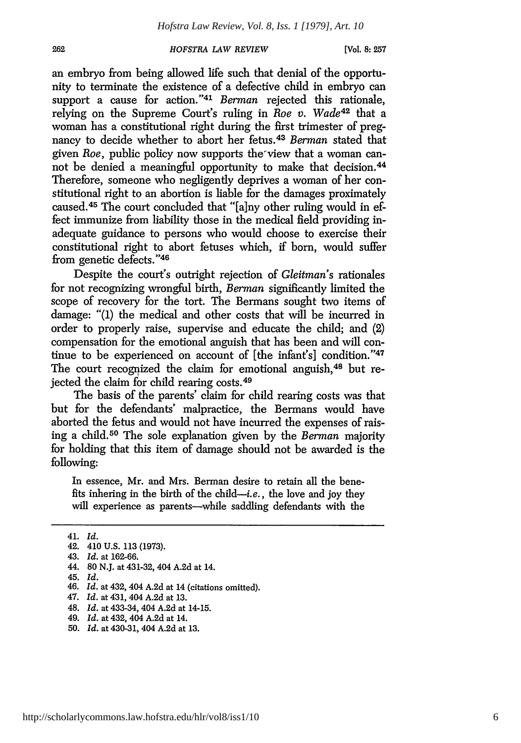an embryo from being allowed life such that denial of the opportunity to terminate the existence of a defective child in embryo can support a cause for action."[41] *Berman* rejected this rationale, relying on the Supreme Court's ruling in *Roe v. Wade*[42] that a woman has a constitutional right during the first trimester of pregnancy to decide whether to abort her fetus.[43] *Berman* stated that given *Roe*, public policy now supports the view that a woman cannot be denied a meaningful opportunity to make that decision.[44] Therefore, someone who negligently deprives a woman of her constitutional right to an abortion is liable for the damages proximately caused.[45] The court concluded that "[a]ny other ruling would in effect immunize from liability those in the medical field providing inadequate guidance to persons who would choose to exercise their constitutional right to abort fetuses which, if born, would suffer from genetic defects."[46]

Despite the court's outright rejection of *Gleitman*'s rationales for not recognizing wrongful birth, *Berman* significantly limited the scope of recovery for the tort. The Bermans sought two items of damage: "(1) the medical and other costs that will be incurred in order to properly raise, supervise and educate the child; and (2) compensation for the emotional anguish that has been and will continue to be experienced on account of [the infant's] condition."[47] The court recognized the claim for emotional anguish,[48] but rejected the claim for child rearing costs.[49]

The basis of the parents' claim for child rearing costs was that but for the defendants' malpractice, the Bermans would have aborted the fetus and would not have incurred the expenses of raising a child.[50] The sole explanation given by the *Berman* majority for holding that this item of damage should not be awarded is the following:

> In essence, Mr. and Mrs. Berman desire to retain all the benefits inhering in the birth of the child—*i.e.*, the love and joy they will experience as parents—while saddling defendants with the

---

41. *Id.*
42. 410 U.S. 113 (1973).
43. *Id.* at 162-66.
44. 80 N.J. at 431-32, 404 A.2d at 14.
45. *Id.*
46. *Id.* at 432, 404 A.2d at 14 (citations omitted).
47. *Id.* at 431, 404 A.2d at 13.
48. *Id.* at 433-34, 404 A.2d at 14-15.
49. *Id.* at 432, 404 A.2d at 14.
50. *Id.* at 430-31, 404 A.2d at 13.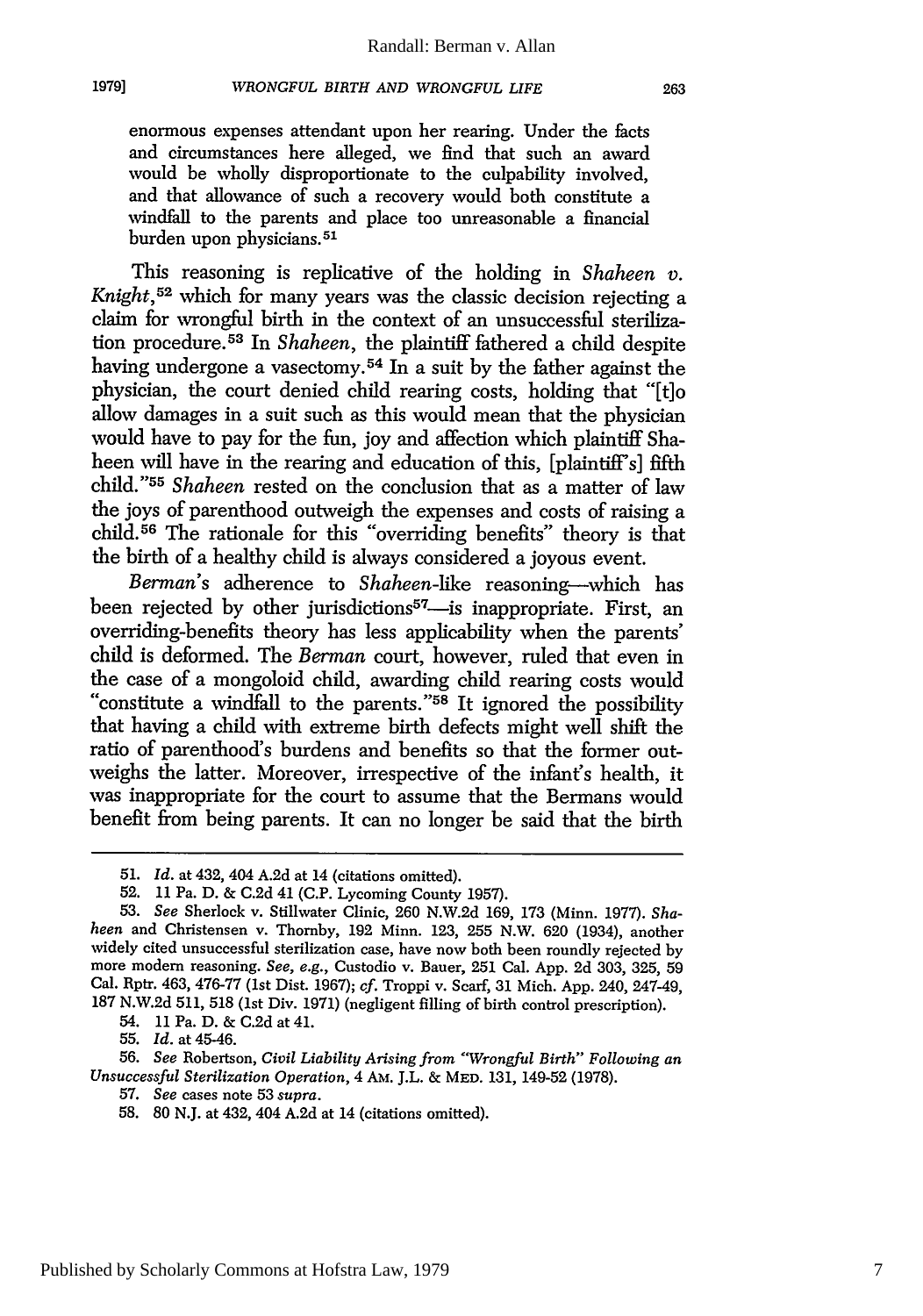enormous expenses attendant upon her rearing. Under the facts and circumstances here alleged, we find that such an award would be wholly disproportionate to the culpability involved, and that allowance of such a recovery would both constitute a windfall to the parents and place too unreasonable a financial burden upon physicians.[51]

This reasoning is replicative of the holding in *Shaheen v. Knight*,[52] which for many years was the classic decision rejecting a claim for wrongful birth in the context of an unsuccessful sterilization procedure.[53] In *Shaheen*, the plaintiff fathered a child despite having undergone a vasectomy.[54] In a suit by the father against the physician, the court denied child rearing costs, holding that "[t]o allow damages in a suit such as this would mean that the physician would have to pay for the fun, joy and affection which plaintiff Shaheen will have in the rearing and education of this, [plaintiff's] fifth child."[55] *Shaheen* rested on the conclusion that as a matter of law the joys of parenthood outweigh the expenses and costs of raising a child.[56] The rationale for this "overriding benefits" theory is that the birth of a healthy child is always considered a joyous event.

*Berman's* adherence to *Shaheen*-like reasoning—which has been rejected by other jurisdictions[57]—is inappropriate. First, an overriding-benefits theory has less applicability when the parents' child is deformed. The *Berman* court, however, ruled that even in the case of a mongoloid child, awarding child rearing costs would "constitute a windfall to the parents."[58] It ignored the possibility that having a child with extreme birth defects might well shift the ratio of parenthood's burdens and benefits so that the former outweighs the latter. Moreover, irrespective of the infant's health, it was inappropriate for the court to assume that the Bermans would benefit from being parents. It can no longer be said that the birth

---

51. *Id.* at 432, 404 A.2d at 14 (citations omitted).

52. 11 Pa. D. & C.2d 41 (C.P. Lycoming County 1957).

53. *See* Sherlock v. Stillwater Clinic, 260 N.W.2d 169, 173 (Minn. 1977). *Shaheen* and Christensen v. Thornby, 192 Minn. 123, 255 N.W. 620 (1934), another widely cited unsuccessful sterilization case, have now both been roundly rejected by more modern reasoning. *See, e.g.*, Custodio v. Bauer, 251 Cal. App. 2d 303, 325, 59 Cal. Rptr. 463, 476-77 (1st Dist. 1967); *cf.* Troppi v. Scarf, 31 Mich. App. 240, 247-49, 187 N.W.2d 511, 518 (1st Div. 1971) (negligent filling of birth control prescription).

54. 11 Pa. D. & C.2d at 41.

55. *Id.* at 45-46.

56. *See* Robertson, *Civil Liability Arising from "Wrongful Birth" Following an Unsuccessful Sterilization Operation*, 4 AM. J.L. & MED. 131, 149-52 (1978).

57. *See* cases note 53 *supra*.

58. 80 N.J. at 432, 404 A.2d at 14 (citations omitted).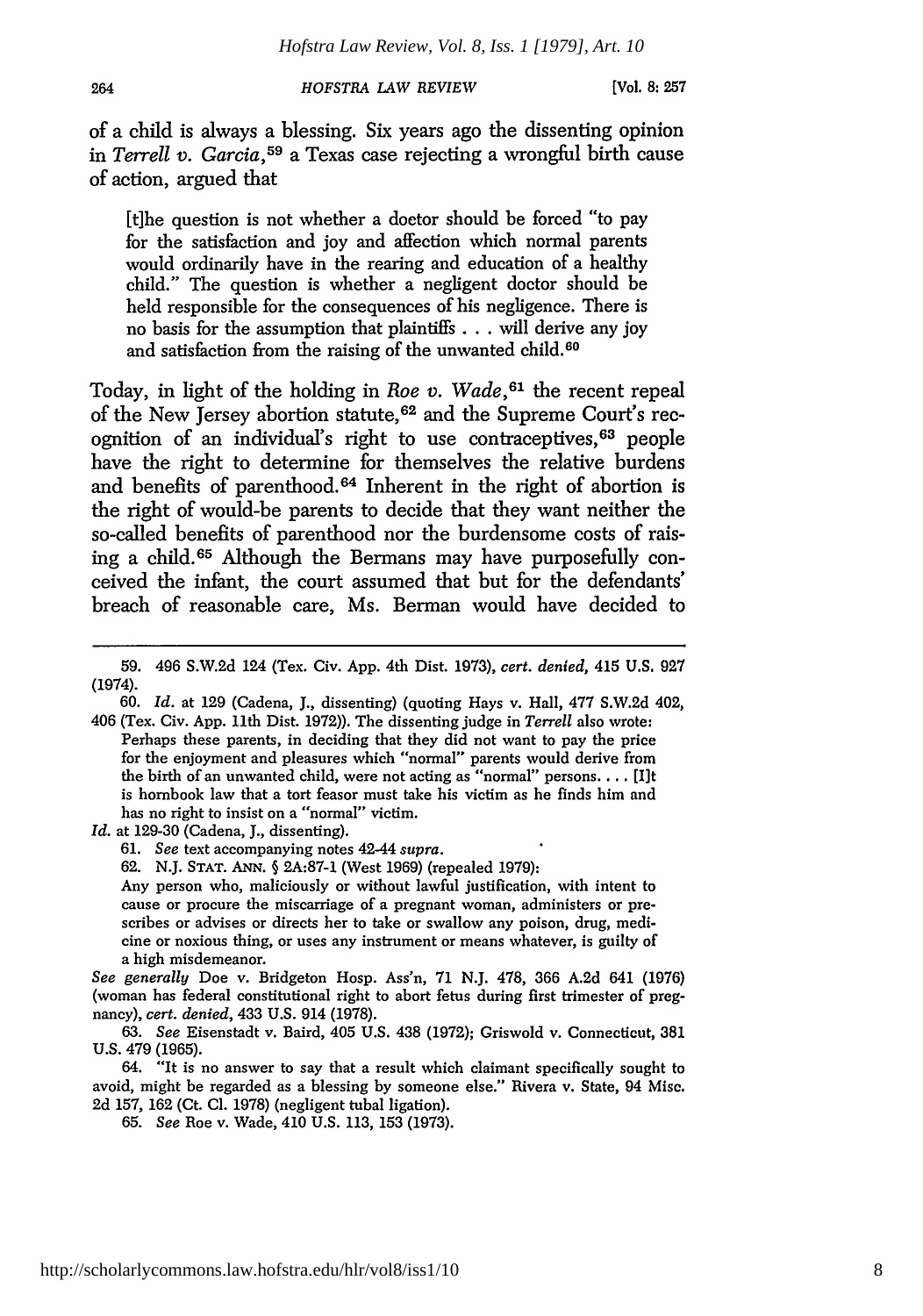of a child is always a blessing. Six years ago the dissenting opinion in *Terrell v. Garcia*,[59] a Texas case rejecting a wrongful birth cause of action, argued that

> [t]he question is not whether a doctor should be forced "to pay for the satisfaction and joy and affection which normal parents would ordinarily have in the rearing and education of a healthy child." The question is whether a negligent doctor should be held responsible for the consequences of his negligence. There is no basis for the assumption that plaintiffs . . . will derive any joy and satisfaction from the raising of the unwanted child.[60]

Today, in light of the holding in *Roe v. Wade*,[61] the recent repeal of the New Jersey abortion statute,[62] and the Supreme Court's recognition of an individual's right to use contraceptives,[63] people have the right to determine for themselves the relative burdens and benefits of parenthood.[64] Inherent in the right of abortion is the right of would-be parents to decide that they want neither the so-called benefits of parenthood nor the burdensome costs of raising a child.[65] Although the Bermans may have purposefully conceived the infant, the court assumed that but for the defendants' breach of reasonable care, Ms. Berman would have decided to

---

59. 496 S.W.2d 124 (Tex. Civ. App. 4th Dist. 1973), *cert. denied*, 415 U.S. 927 (1974).

60. *Id.* at 129 (Cadena, J., dissenting) (quoting Hays v. Hall, 477 S.W.2d 402, 406 (Tex. Civ. App. 11th Dist. 1972)). The dissenting judge in *Terrell* also wrote:

> Perhaps these parents, in deciding that they did not want to pay the price for the enjoyment and pleasures which "normal" parents would derive from the birth of an unwanted child, were not acting as "normal" persons. . . . [I]t is hornbook law that a tort feasor must take his victim as he finds him and has no right to insist on a "normal" victim.

*Id.* at 129-30 (Cadena, J., dissenting).

61. *See* text accompanying notes 42-44 *supra*.

62. N.J. STAT. ANN. § 2A:87-1 (West 1969) (repealed 1979):

> Any person who, maliciously or without lawful justification, with intent to cause or procure the miscarriage of a pregnant woman, administers or prescribes or advises or directs her to take or swallow any poison, drug, medicine or noxious thing, or uses any instrument or means whatever, is guilty of a high misdemeanor.

*See generally* Doe v. Bridgeton Hosp. Ass'n, 71 N.J. 478, 366 A.2d 641 (1976) (woman has federal constitutional right to abort fetus during first trimester of pregnancy), *cert. denied*, 433 U.S. 914 (1978).

63. *See* Eisenstadt v. Baird, 405 U.S. 438 (1972); Griswold v. Connecticut, 381 U.S. 479 (1965).

64. "It is no answer to say that a result which claimant specifically sought to avoid, might be regarded as a blessing by someone else." Rivera v. State, 94 Misc. 2d 157, 162 (Ct. Cl. 1978) (negligent tubal ligation).

65. *See* Roe v. Wade, 410 U.S. 113, 153 (1973).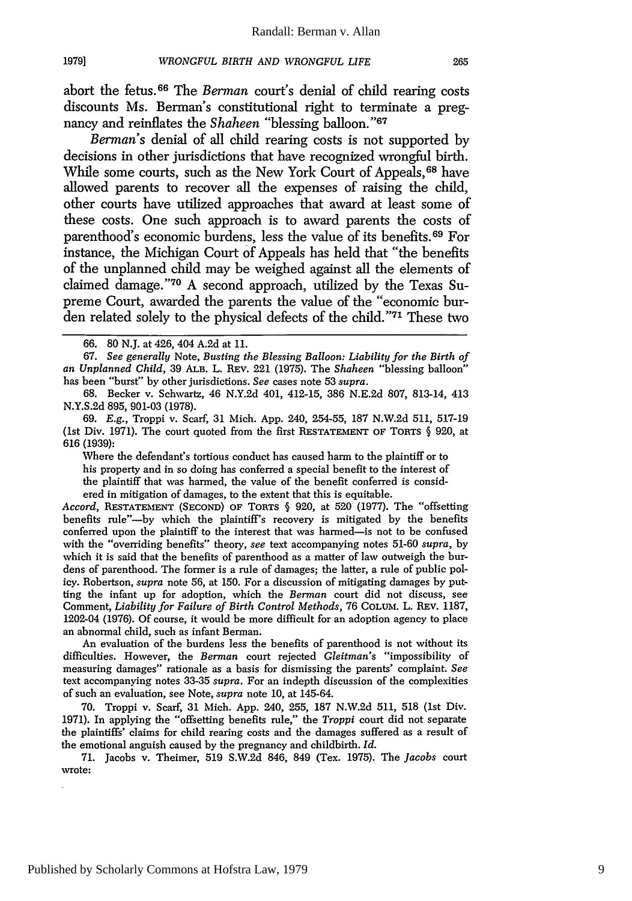abort the fetus.[66] The *Berman* court's denial of child rearing costs discounts Ms. Berman's constitutional right to terminate a pregnancy and reinflates the *Shaheen* "blessing balloon."[67]

*Berman's* denial of all child rearing costs is not supported by decisions in other jurisdictions that have recognized wrongful birth. While some courts, such as the New York Court of Appeals,[68] have allowed parents to recover all the expenses of raising the child, other courts have utilized approaches that award at least some of these costs. One such approach is to award parents the costs of parenthood's economic burdens, less the value of its benefits.[69] For instance, the Michigan Court of Appeals has held that "the benefits of the unplanned child may be weighed against all the elements of claimed damage."[70] A second approach, utilized by the Texas Supreme Court, awarded the parents the value of the "economic burden related solely to the physical defects of the child."[71] These two

---

66. 80 N.J. at 426, 404 A.2d at 11.

67. *See generally* Note, *Busting the Blessing Balloon: Liability for the Birth of an Unplanned Child*, 39 ALB. L. REV. 221 (1975). The *Shaheen* "blessing balloon" has been "burst" by other jurisdictions. *See* cases note 53 *supra*.

68. Becker v. Schwartz, 46 N.Y.2d 401, 412-15, 386 N.E.2d 807, 813-14, 413 N.Y.S.2d 895, 901-03 (1978).

69. *E.g.*, Troppi v. Scarf, 31 Mich. App. 240, 254-55, 187 N.W.2d 511, 517-19 (1st Div. 1971). The court quoted from the first RESTATEMENT OF TORTS § 920, at 616 (1939):

> Where the defendant's tortious conduct has caused harm to the plaintiff or to his property and in so doing has conferred a special benefit to the interest of the plaintiff that was harmed, the value of the benefit conferred is considered in mitigation of damages, to the extent that this is equitable.

*Accord*, RESTATEMENT (SECOND) OF TORTS § 920, at 520 (1977). The "offsetting benefits rule"—by which the plaintiff's recovery is mitigated by the benefits conferred upon the plaintiff to the interest that was harmed—is not to be confused with the "overriding benefits" theory, *see* text accompanying notes 51-60 *supra*, by which it is said that the benefits of parenthood as a matter of law outweigh the burdens of parenthood. The former is a rule of damages; the latter, a rule of public policy. Robertson, *supra* note 56, at 150. For a discussion of mitigating damages by putting the infant up for adoption, which the *Berman* court did not discuss, see Comment, *Liability for Failure of Birth Control Methods*, 76 COLUM. L. REV. 1187, 1202-04 (1976). Of course, it would be more difficult for an adoption agency to place an abnormal child, such as infant Berman.

An evaluation of the burdens less the benefits of parenthood is not without its difficulties. However, the *Berman* court rejected *Gleitman's* "impossibility of measuring damages" rationale as a basis for dismissing the parents' complaint. *See* text accompanying notes 33-35 *supra*. For an indepth discussion of the complexities of such an evaluation, see Note, *supra* note 10, at 145-64.

70. Troppi v. Scarf, 31 Mich. App. 240, 255, 187 N.W.2d 511, 518 (1st Div. 1971). In applying the "offsetting benefits rule," the *Troppi* court did not separate the plaintiffs' claims for child rearing costs and the damages suffered as a result of the emotional anguish caused by the pregnancy and childbirth. *Id.*

71. Jacobs v. Theimer, 519 S.W.2d 846, 849 (Tex. 1975). The *Jacobs* court wrote: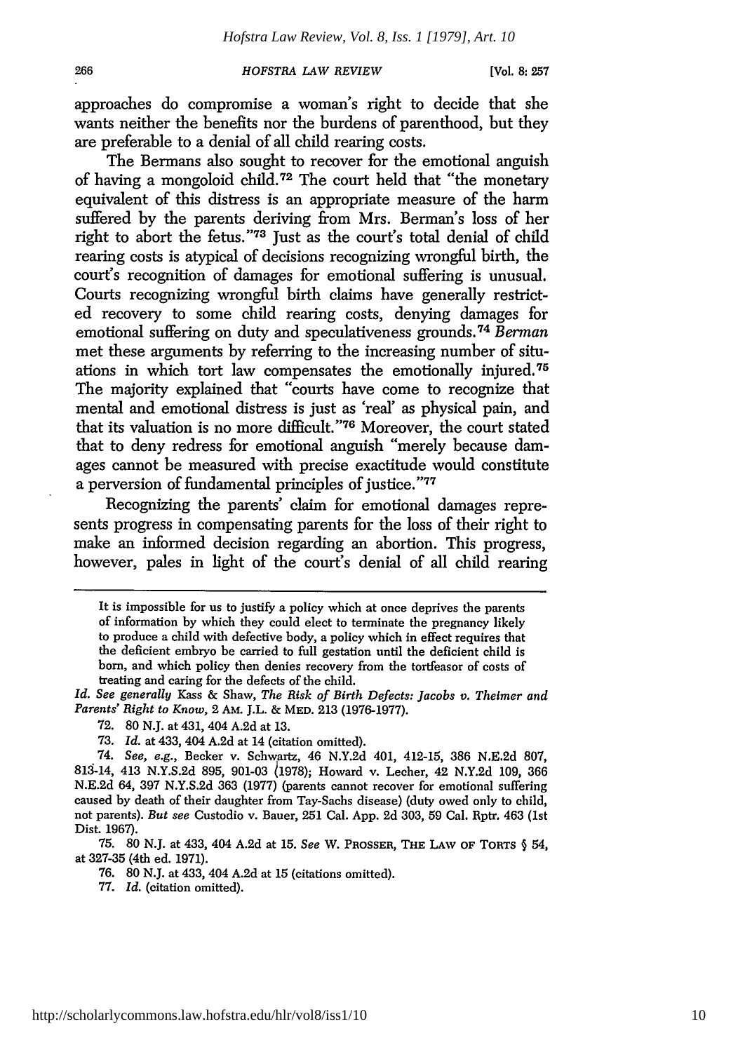approaches do compromise a woman's right to decide that she wants neither the benefits nor the burdens of parenthood, but they are preferable to a denial of all child rearing costs.

The Bermans also sought to recover for the emotional anguish of having a mongoloid child.[72] The court held that "the monetary equivalent of this distress is an appropriate measure of the harm suffered by the parents deriving from Mrs. Berman's loss of her right to abort the fetus."[73] Just as the court's total denial of child rearing costs is atypical of decisions recognizing wrongful birth, the court's recognition of damages for emotional suffering is unusual. Courts recognizing wrongful birth claims have generally restricted recovery to some child rearing costs, denying damages for emotional suffering on duty and speculativeness grounds.[74] *Berman* met these arguments by referring to the increasing number of situations in which tort law compensates the emotionally injured.[75] The majority explained that "courts have come to recognize that mental and emotional distress is just as 'real' as physical pain, and that its valuation is no more difficult."[76] Moreover, the court stated that to deny redress for emotional anguish "merely because damages cannot be measured with precise exactitude would constitute a perversion of fundamental principles of justice."[77]

Recognizing the parents' claim for emotional damages represents progress in compensating parents for the loss of their right to make an informed decision regarding an abortion. This progress, however, pales in light of the court's denial of all child rearing

---

It is impossible for us to justify a policy which at once deprives the parents of information by which they could elect to terminate the pregnancy likely to produce a child with defective body, a policy which in effect requires that the deficient embryo be carried to full gestation until the deficient child is born, and which policy then denies recovery from the tortfeasor of costs of treating and caring for the defects of the child.

*Id. See generally* Kass & Shaw, *The Risk of Birth Defects: Jacobs v. Theimer and Parents' Right to Know*, 2 AM. J.L. & MED. 213 (1976-1977).

72. 80 N.J. at 431, 404 A.2d at 13.

73. *Id.* at 433, 404 A.2d at 14 (citation omitted).

74. *See, e.g.*, Becker v. Schwartz, 46 N.Y.2d 401, 412-15, 386 N.E.2d 807, 813-14, 413 N.Y.S.2d 895, 901-03 (1978); Howard v. Lecher, 42 N.Y.2d 109, 366 N.E.2d 64, 397 N.Y.S.2d 363 (1977) (parents cannot recover for emotional suffering caused by death of their daughter from Tay-Sachs disease) (duty owed only to child, not parents). *But see* Custodio v. Bauer, 251 Cal. App. 2d 303, 59 Cal. Rptr. 463 (1st Dist. 1967).

75. 80 N.J. at 433, 404 A.2d at 15. *See* W. PROSSER, THE LAW OF TORTS § 54, at 327-35 (4th ed. 1971).

76. 80 N.J. at 433, 404 A.2d at 15 (citations omitted).

77. *Id.* (citation omitted).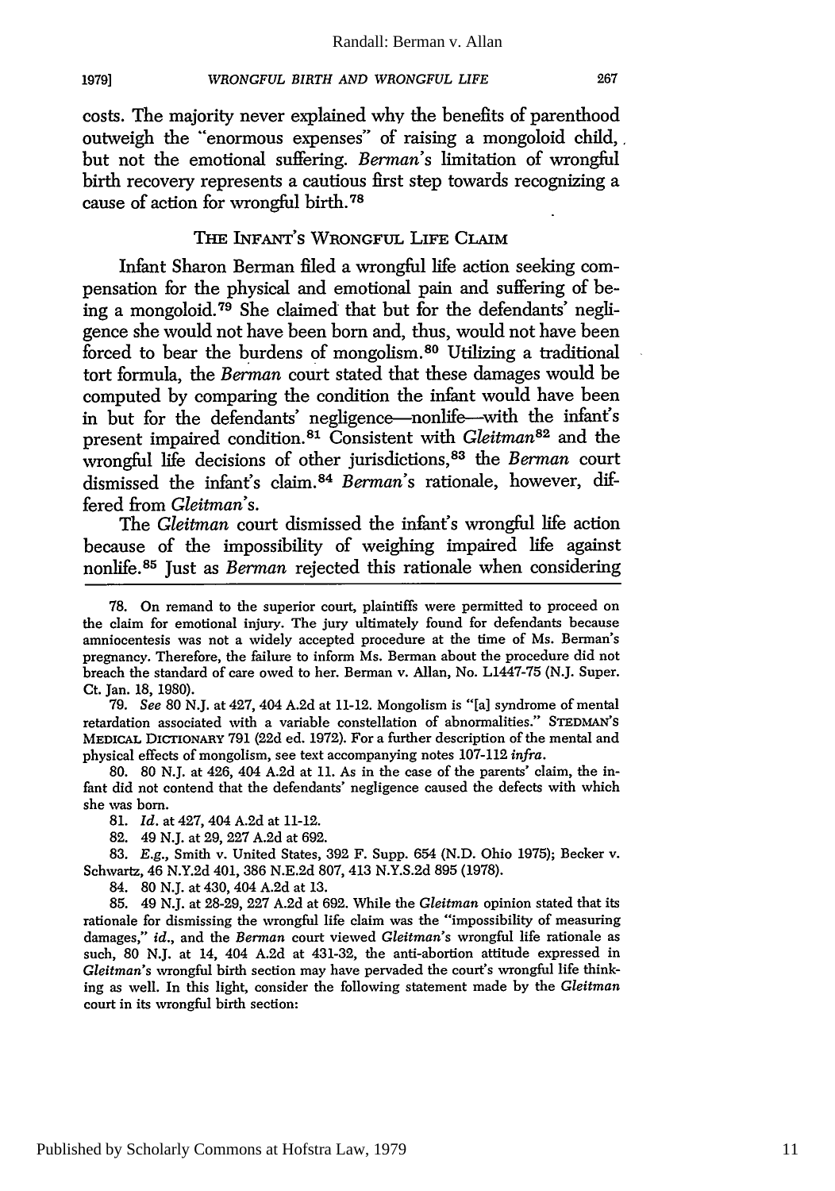costs. The majority never explained why the benefits of parenthood outweigh the "enormous expenses" of raising a mongoloid child, but not the emotional suffering. *Berman's* limitation of wrongful birth recovery represents a cautious first step towards recognizing a cause of action for wrongful birth.[78]

## THE INFANT'S WRONGFUL LIFE CLAIM

Infant Sharon Berman filed a wrongful life action seeking compensation for the physical and emotional pain and suffering of being a mongoloid.[79] She claimed that but for the defendants' negligence she would not have been born and, thus, would not have been forced to bear the burdens of mongolism.[80] Utilizing a traditional tort formula, the *Berman* court stated that these damages would be computed by comparing the condition the infant would have been in but for the defendants' negligence—nonlife—with the infant's present impaired condition.[81] Consistent with *Gleitman*[82] and the wrongful life decisions of other jurisdictions,[83] the *Berman* court dismissed the infant's claim.[84] *Berman's* rationale, however, differed from *Gleitman's*.

The *Gleitman* court dismissed the infant's wrongful life action because of the impossibility of weighing impaired life against nonlife.[85] Just as *Berman* rejected this rationale when considering

---

78. On remand to the superior court, plaintiffs were permitted to proceed on the claim for emotional injury. The jury ultimately found for defendants because amniocentesis was not a widely accepted procedure at the time of Ms. Berman's pregnancy. Therefore, the failure to inform Ms. Berman about the procedure did not breach the standard of care owed to her. Berman v. Allan, No. L1447-75 (N.J. Super. Ct. Jan. 18, 1980).

79. *See* 80 N.J. at 427, 404 A.2d at 11-12. Mongolism is "[a] syndrome of mental retardation associated with a variable constellation of abnormalities." STEDMAN'S MEDICAL DICTIONARY 791 (22d ed. 1972). For a further description of the mental and physical effects of mongolism, see text accompanying notes 107-112 *infra*.

80. 80 N.J. at 426, 404 A.2d at 11. As in the case of the parents' claim, the infant did not contend that the defendants' negligence caused the defects with which she was born.

81. *Id.* at 427, 404 A.2d at 11-12.

82. 49 N.J. at 29, 227 A.2d at 692.

83. *E.g.*, Smith v. United States, 392 F. Supp. 654 (N.D. Ohio 1975); Becker v. Schwartz, 46 N.Y.2d 401, 386 N.E.2d 807, 413 N.Y.S.2d 895 (1978).

84. 80 N.J. at 430, 404 A.2d at 13.

85. 49 N.J. at 28-29, 227 A.2d at 692. While the *Gleitman* opinion stated that its rationale for dismissing the wrongful life claim was the "impossibility of measuring damages," *id.*, and the *Berman* court viewed *Gleitman's* wrongful life rationale as such, 80 N.J. at 14, 404 A.2d at 431-32, the anti-abortion attitude expressed in *Gleitman's* wrongful birth section may have pervaded the court's wrongful life thinking as well. In this light, consider the following statement made by the *Gleitman* court in its wrongful birth section: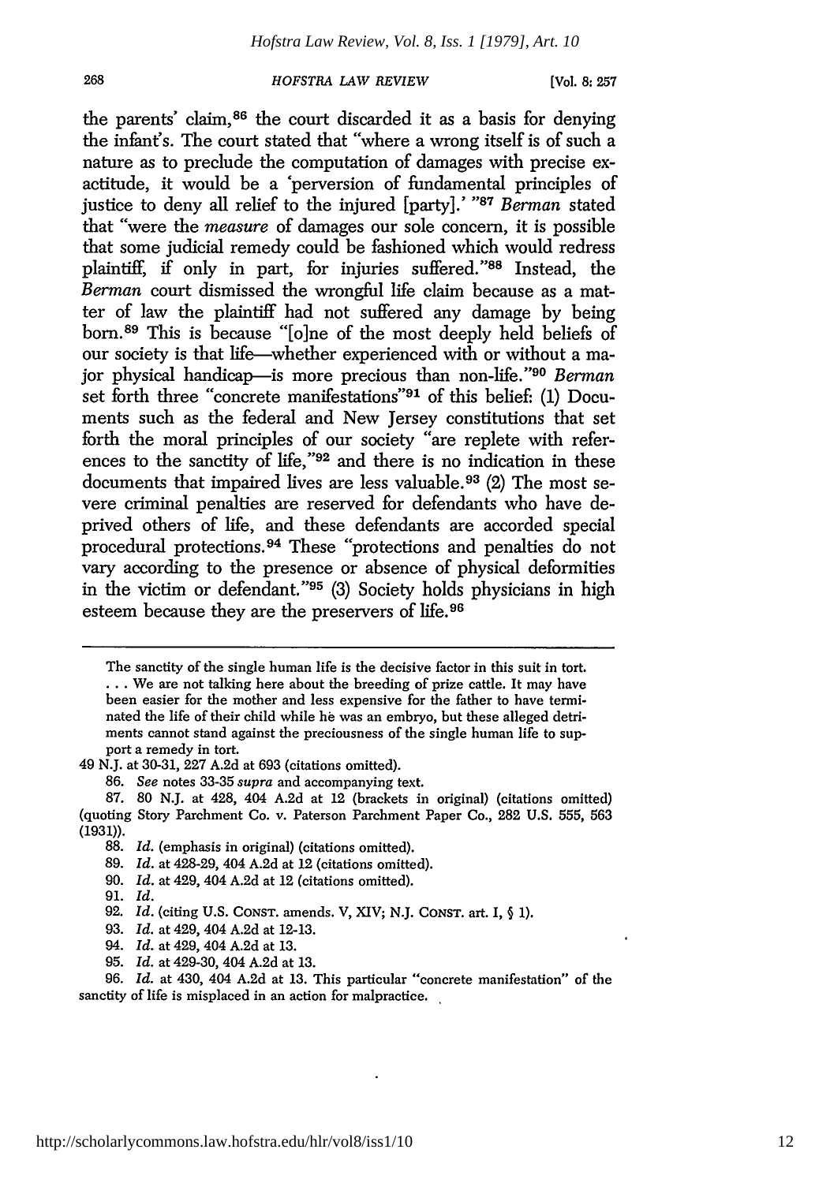the parents' claim,[86] the court discarded it as a basis for denying the infant's. The court stated that "where a wrong itself is of such a nature as to preclude the computation of damages with precise exactitude, it would be a 'perversion of fundamental principles of justice to deny all relief to the injured [party].' "[87] *Berman* stated that "were the *measure* of damages our sole concern, it is possible that some judicial remedy could be fashioned which would redress plaintiff, if only in part, for injuries suffered."[88] Instead, the *Berman* court dismissed the wrongful life claim because as a matter of law the plaintiff had not suffered any damage by being born.[89] This is because "[o]ne of the most deeply held beliefs of our society is that life—whether experienced with or without a major physical handicap—is more precious than non-life."[90] *Berman* set forth three "concrete manifestations"[91] of this belief: (1) Documents such as the federal and New Jersey constitutions that set forth the moral principles of our society "are replete with references to the sanctity of life,"[92] and there is no indication in these documents that impaired lives are less valuable.[93] (2) The most severe criminal penalties are reserved for defendants who have deprived others of life, and these defendants are accorded special procedural protections.[94] These "protections and penalties do not vary according to the presence or absence of physical deformities in the victim or defendant."[95] (3) Society holds physicians in high esteem because they are the preservers of life.[96]

---

The sanctity of the single human life is the decisive factor in this suit in tort. . . . We are not talking here about the breeding of prize cattle. It may have been easier for the mother and less expensive for the father to have terminated the life of their child while he was an embryo, but these alleged detriments cannot stand against the preciousness of the single human life to support a remedy in tort.

49 N.J. at 30-31, 227 A.2d at 693 (citations omitted).

86. *See* notes 33-35 *supra* and accompanying text.

87. 80 N.J. at 428, 404 A.2d at 12 (brackets in original) (citations omitted) (quoting Story Parchment Co. v. Paterson Parchment Paper Co., 282 U.S. 555, 563 (1931)).

88. *Id.* (emphasis in original) (citations omitted).

89. *Id.* at 428-29, 404 A.2d at 12 (citations omitted).

90. *Id.* at 429, 404 A.2d at 12 (citations omitted).

91. *Id.*

92. *Id.* (citing U.S. CONST. amends. V, XIV; N.J. CONST. art. I, § 1).

93. *Id.* at 429, 404 A.2d at 12-13.

94. *Id.* at 429, 404 A.2d at 13.

95. *Id.* at 429-30, 404 A.2d at 13.

96. *Id.* at 430, 404 A.2d at 13. This particular "concrete manifestation" of the sanctity of life is misplaced in an action for malpractice.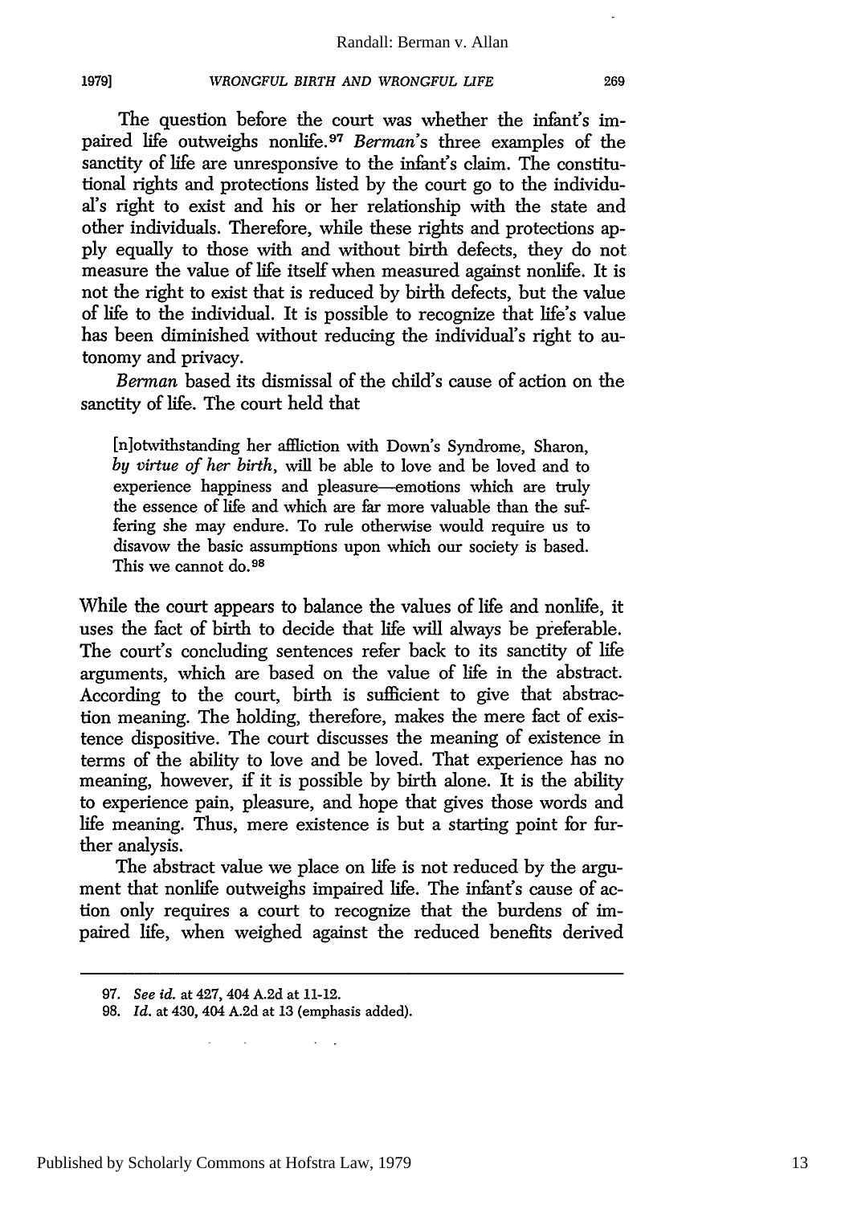The question before the court was whether the infant's impaired life outweighs nonlife.[97] *Berman's* three examples of the sanctity of life are unresponsive to the infant's claim. The constitutional rights and protections listed by the court go to the individual's right to exist and his or her relationship with the state and other individuals. Therefore, while these rights and protections apply equally to those with and without birth defects, they do not measure the value of life itself when measured against nonlife. It is not the right to exist that is reduced by birth defects, but the value of life to the individual. It is possible to recognize that life's value has been diminished without reducing the individual's right to autonomy and privacy.

*Berman* based its dismissal of the child's cause of action on the sanctity of life. The court held that

> [n]otwithstanding her affliction with Down's Syndrome, Sharon, *by virtue of her birth*, will be able to love and be loved and to experience happiness and pleasure—emotions which are truly the essence of life and which are far more valuable than the suffering she may endure. To rule otherwise would require us to disavow the basic assumptions upon which our society is based. This we cannot do.[98]

While the court appears to balance the values of life and nonlife, it uses the fact of birth to decide that life will always be preferable. The court's concluding sentences refer back to its sanctity of life arguments, which are based on the value of life in the abstract. According to the court, birth is sufficient to give that abstraction meaning. The holding, therefore, makes the mere fact of existence dispositive. The court discusses the meaning of existence in terms of the ability to love and be loved. That experience has no meaning, however, if it is possible by birth alone. It is the ability to experience pain, pleasure, and hope that gives those words and life meaning. Thus, mere existence is but a starting point for further analysis.

The abstract value we place on life is not reduced by the argument that nonlife outweighs impaired life. The infant's cause of action only requires a court to recognize that the burdens of impaired life, when weighed against the reduced benefits derived

---

97. *See id.* at 427, 404 A.2d at 11-12.
98. *Id.* at 430, 404 A.2d at 13 (emphasis added).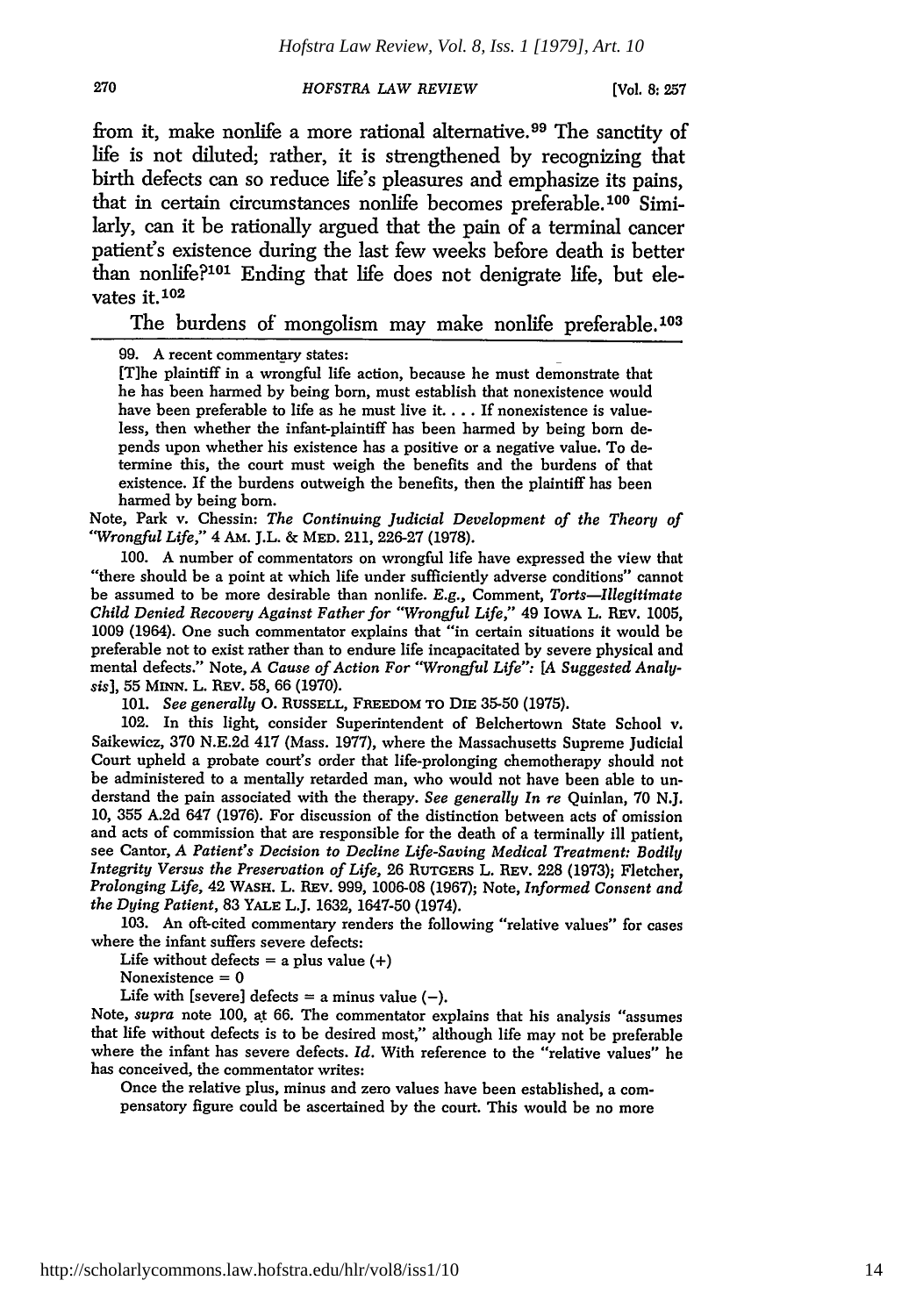from it, make nonlife a more rational alternative.[99] The sanctity of life is not diluted; rather, it is strengthened by recognizing that birth defects can so reduce life's pleasures and emphasize its pains, that in certain circumstances nonlife becomes preferable.[100] Similarly, can it be rationally argued that the pain of a terminal cancer patient's existence during the last few weeks before death is better than nonlife?[101] Ending that life does not denigrate life, but elevates it.[102]

The burdens of mongolism may make nonlife preferable.[103]

---

99. A recent commentary states:

> [T]he plaintiff in a wrongful life action, because he must demonstrate that he has been harmed by being born, must establish that nonexistence would have been preferable to life as he must live it. . . . If nonexistence is valueless, then whether the infant-plaintiff has been harmed by being born depends upon whether his existence has a positive or a negative value. To determine this, the court must weigh the benefits and the burdens of that existence. If the burdens outweigh the benefits, then the plaintiff has been harmed by being born.

Note, Park v. Chessin: *The Continuing Judicial Development of the Theory of "Wrongful Life,"* 4 AM. J.L. & MED. 211, 226-27 (1978).

100. A number of commentators on wrongful life have expressed the view that "there should be a point at which life under sufficiently adverse conditions" cannot be assumed to be more desirable than nonlife. *E.g.*, Comment, *Torts—Illegitimate Child Denied Recovery Against Father for "Wrongful Life,"* 49 IOWA L. REV. 1005, 1009 (1964). One such commentator explains that "in certain situations it would be preferable not to exist rather than to endure life incapacitated by severe physical and mental defects." Note, *A Cause of Action For "Wrongful Life": [A Suggested Analysis]*, 55 MINN. L. REV. 58, 66 (1970).

101. *See generally* O. RUSSELL, FREEDOM TO DIE 35-50 (1975).

102. In this light, consider Superintendent of Belchertown State School v. Saikewicz, 370 N.E.2d 417 (Mass. 1977), where the Massachusetts Supreme Judicial Court upheld a probate court's order that life-prolonging chemotherapy should not be administered to a mentally retarded man, who would not have been able to understand the pain associated with the therapy. *See generally In re* Quinlan, 70 N.J. 10, 355 A.2d 647 (1976). For discussion of the distinction between acts of omission and acts of commission that are responsible for the death of a terminally ill patient, see Cantor, *A Patient's Decision to Decline Life-Saving Medical Treatment: Bodily Integrity Versus the Preservation of Life*, 26 RUTGERS L. REV. 228 (1973); Fletcher, *Prolonging Life*, 42 WASH. L. REV. 999, 1006-08 (1967); Note, *Informed Consent and the Dying Patient*, 83 YALE L.J. 1632, 1647-50 (1974).

103. An oft-cited commentary renders the following "relative values" for cases where the infant suffers severe defects:

> Life without defects = a plus value (+)
>
> Nonexistence = 0
>
> Life with [severe] defects = a minus value (−).

Note, *supra* note 100, at 66. The commentator explains that his analysis "assumes that life without defects is to be desired most," although life may not be preferable where the infant has severe defects. *Id.* With reference to the "relative values" he has conceived, the commentator writes:

> Once the relative plus, minus and zero values have been established, a compensatory figure could be ascertained by the court. This would be no more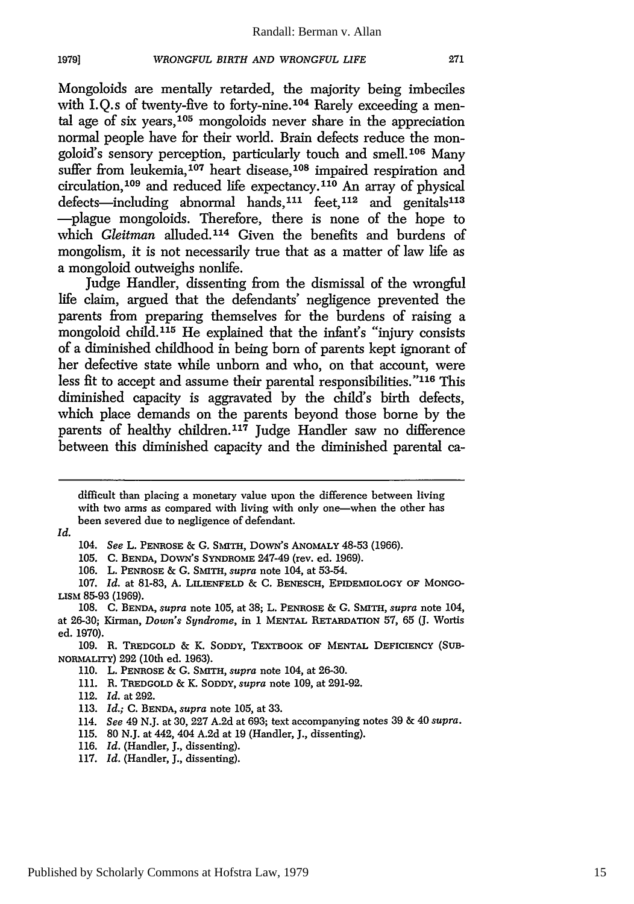Mongoloids are mentally retarded, the majority being imbeciles with I.Q.s of twenty-five to forty-nine.[104] Rarely exceeding a mental age of six years,[105] mongoloids never share in the appreciation normal people have for their world. Brain defects reduce the mongoloid's sensory perception, particularly touch and smell.[106] Many suffer from leukemia,[107] heart disease,[108] impaired respiration and circulation,[109] and reduced life expectancy.[110] An array of physical defects—including abnormal hands,[111] feet,[112] and genitals[113] —plague mongoloids. Therefore, there is none of the hope to which *Gleitman* alluded.[114] Given the benefits and burdens of mongolism, it is not necessarily true that as a matter of law life as a mongoloid outweighs nonlife.

Judge Handler, dissenting from the dismissal of the wrongful life claim, argued that the defendants' negligence prevented the parents from preparing themselves for the burdens of raising a mongoloid child.[115] He explained that the infant's "injury consists of a diminished childhood in being born of parents kept ignorant of her defective state while unborn and who, on that account, were less fit to accept and assume their parental responsibilities."[116] This diminished capacity is aggravated by the child's birth defects, which place demands on the parents beyond those borne by the parents of healthy children.[117] Judge Handler saw no difference between this diminished capacity and the diminished parental ca-

---

difficult than placing a monetary value upon the difference between living with two arms as compared with living with only one—when the other has been severed due to negligence of defendant.

*Id.*

104. *See* L. PENROSE & G. SMITH, DOWN'S ANOMALY 48-53 (1966).

105. C. BENDA, DOWN'S SYNDROME 247-49 (rev. ed. 1969).

106. L. PENROSE & G. SMITH, *supra* note 104, at 53-54.

107. *Id.* at 81-83, A. LILIENFELD & C. BENESCH, EPIDEMIOLOGY OF MONGOLISM 85-93 (1969).

108. C. BENDA, *supra* note 105, at 38; L. PENROSE & G. SMITH, *supra* note 104, at 26-30; Kirman, *Down's Syndrome*, in 1 MENTAL RETARDATION 57, 65 (J. Wortis ed. 1970).

109. R. TREDGOLD & K. SODDY, TEXTBOOK OF MENTAL DEFICIENCY (SUBNORMALITY) 292 (10th ed. 1963).

110. L. PENROSE & G. SMITH, *supra* note 104, at 26-30.

111. R. TREDGOLD & K. SODDY, *supra* note 109, at 291-92.

112. *Id.* at 292.

113. *Id.*; C. BENDA, *supra* note 105, at 33.

114. *See* 49 N.J. at 30, 227 A.2d at 693; text accompanying notes 39 & 40 *supra*.

115. 80 N.J. at 442, 404 A.2d at 19 (Handler, J., dissenting).

116. *Id.* (Handler, J., dissenting).

117. *Id.* (Handler, J., dissenting).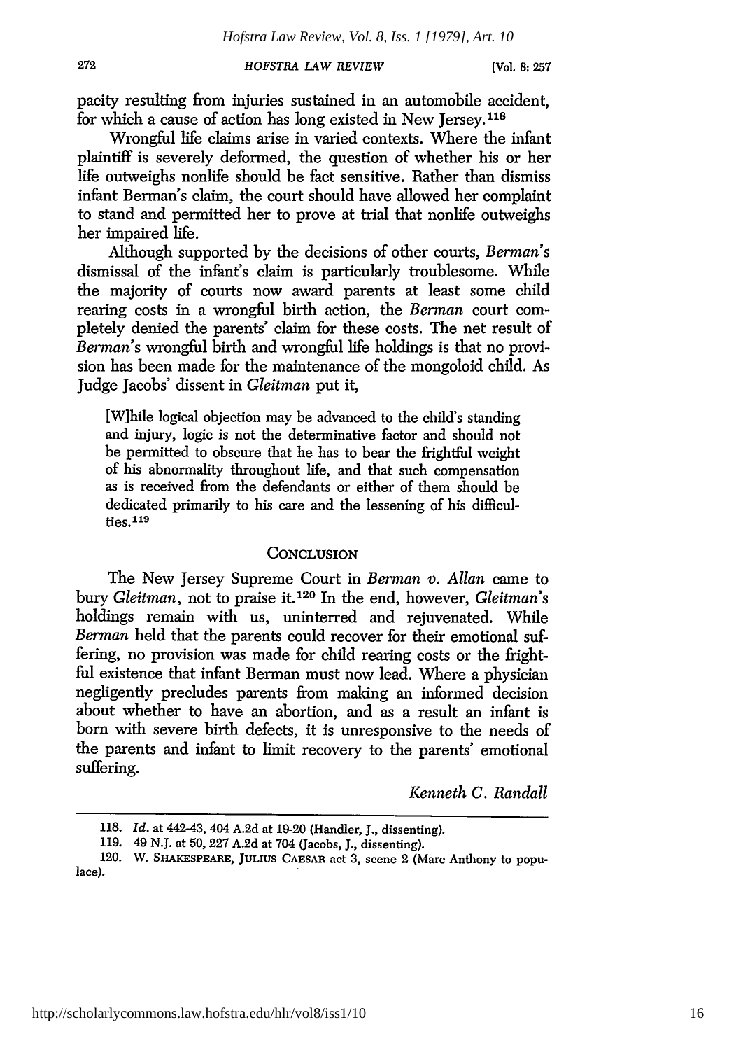pacity resulting from injuries sustained in an automobile accident, for which a cause of action has long existed in New Jersey.[118]

Wrongful life claims arise in varied contexts. Where the infant plaintiff is severely deformed, the question of whether his or her life outweighs nonlife should be fact sensitive. Rather than dismiss infant Berman's claim, the court should have allowed her complaint to stand and permitted her to prove at trial that nonlife outweighs her impaired life.

Although supported by the decisions of other courts, *Berman's* dismissal of the infant's claim is particularly troublesome. While the majority of courts now award parents at least some child rearing costs in a wrongful birth action, the *Berman* court completely denied the parents' claim for these costs. The net result of *Berman's* wrongful birth and wrongful life holdings is that no provision has been made for the maintenance of the mongoloid child. As Judge Jacobs' dissent in *Gleitman* put it,

> [W]hile logical objection may be advanced to the child's standing and injury, logic is not the determinative factor and should not be permitted to obscure that he has to bear the frightful weight of his abnormality throughout life, and that such compensation as is received from the defendants or either of them should be dedicated primarily to his care and the lessening of his difficulties.[119]

## CONCLUSION

The New Jersey Supreme Court in *Berman v. Allan* came to bury *Gleitman*, not to praise it.[120] In the end, however, *Gleitman's* holdings remain with us, uninterred and rejuvenated. While *Berman* held that the parents could recover for their emotional suffering, no provision was made for child rearing costs or the frightful existence that infant Berman must now lead. Where a physician negligently precludes parents from making an informed decision about whether to have an abortion, and as a result an infant is born with severe birth defects, it is unresponsive to the needs of the parents and infant to limit recovery to the parents' emotional suffering.

*Kenneth C. Randall*

---

118. *Id.* at 442-43, 404 A.2d at 19-20 (Handler, J., dissenting).

119. 49 N.J. at 50, 227 A.2d at 704 (Jacobs, J., dissenting).

120. W. SHAKESPEARE, JULIUS CAESAR act 3, scene 2 (Marc Anthony to populace).